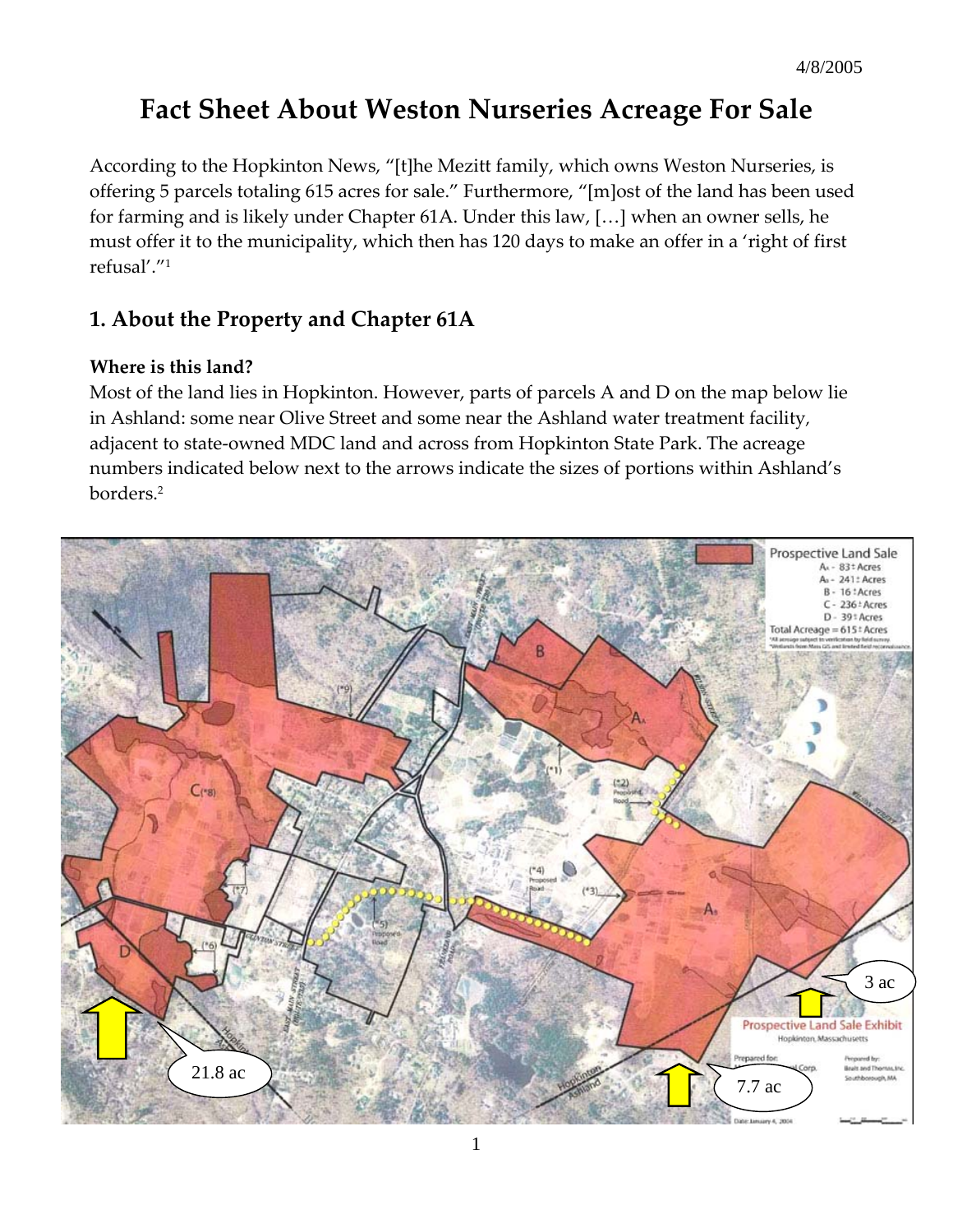4/8/2005

# Fact Sheet About Weston Nurseries Acreage For Sale

According to the Hopkinton News, "[t]he Mezitt family, which owns Weston Nurseries, is offering 5 parcels totaling 615 acres for sale." Furthermore, "[m]ost of the land has been used for farming and is likely under Chapter 61A. Under this law, […] when an owner sells, he must offer it to the municipality, which then has 120 days to make an offer in a 'right of first refusal'."[1]

## 1. About the Property and Chapter 61A

**Where is this land?**

Most of the land lies in Hopkinton. However, parts of parcels A and D on the map below lie in Ashland: some near Olive Street and some near the Ashland water treatment facility, adjacent to state-owned MDC land and across from Hopkinton State Park. The acreage numbers indicated below next to the arrows indicate the sizes of portions within Ashland's borders.[2]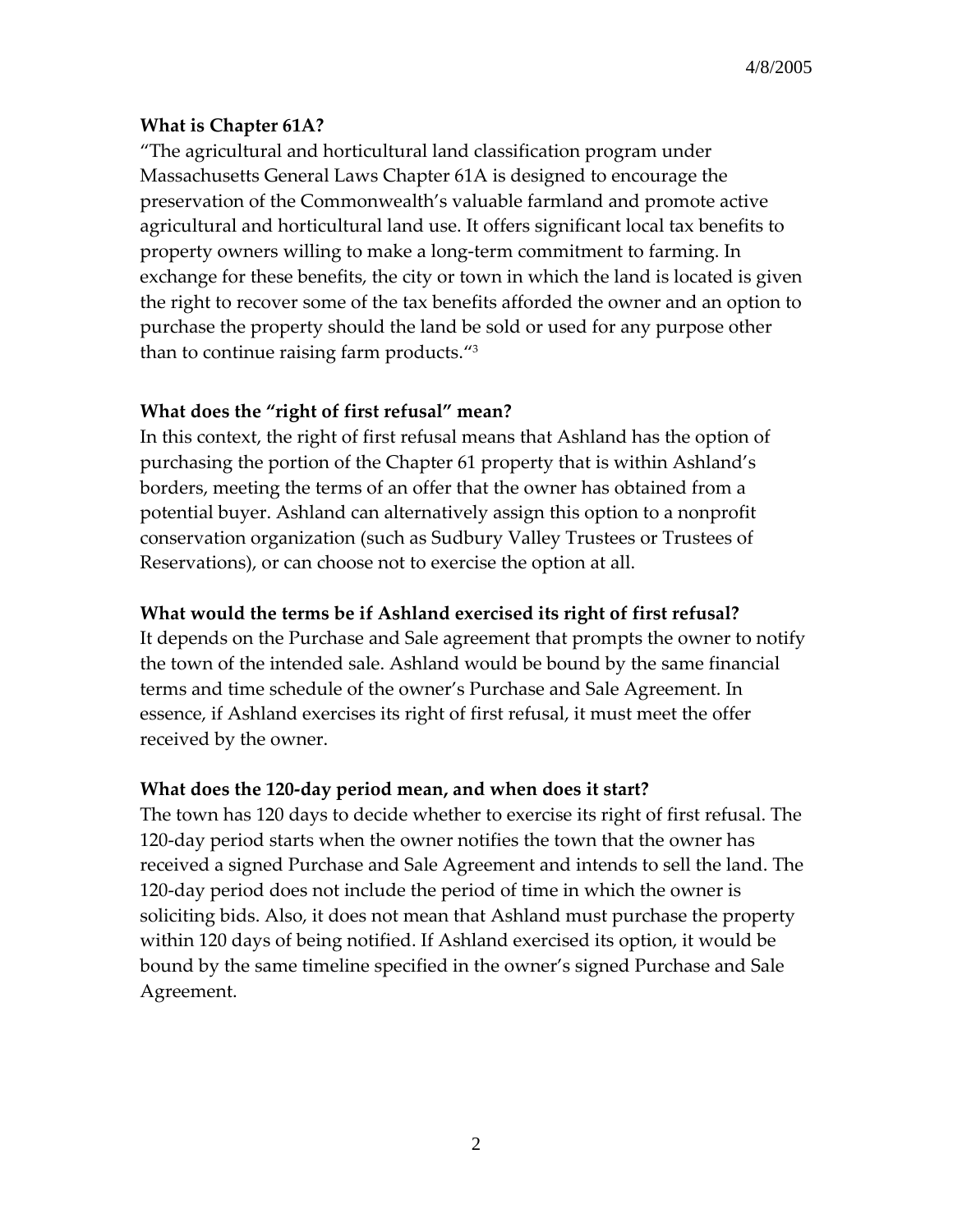**What is Chapter 61A?**

"The agricultural and horticultural land classification program under Massachusetts General Laws Chapter 61A is designed to encourage the preservation of the Commonwealth's valuable farmland and promote active agricultural and horticultural land use. It offers significant local tax benefits to property owners willing to make a long-term commitment to farming. In exchange for these benefits, the city or town in which the land is located is given the right to recover some of the tax benefits afforded the owner and an option to purchase the property should the land be sold or used for any purpose other than to continue raising farm products."[3]

**What does the "right of first refusal" mean?**

In this context, the right of first refusal means that Ashland has the option of purchasing the portion of the Chapter 61 property that is within Ashland's borders, meeting the terms of an offer that the owner has obtained from a potential buyer. Ashland can alternatively assign this option to a nonprofit conservation organization (such as Sudbury Valley Trustees or Trustees of Reservations), or can choose not to exercise the option at all.

**What would the terms be if Ashland exercised its right of first refusal?**

It depends on the Purchase and Sale agreement that prompts the owner to notify the town of the intended sale. Ashland would be bound by the same financial terms and time schedule of the owner's Purchase and Sale Agreement. In essence, if Ashland exercises its right of first refusal, it must meet the offer received by the owner.

**What does the 120-day period mean, and when does it start?**

The town has 120 days to decide whether to exercise its right of first refusal. The 120-day period starts when the owner notifies the town that the owner has received a signed Purchase and Sale Agreement and intends to sell the land. The 120-day period does not include the period of time in which the owner is soliciting bids. Also, it does not mean that Ashland must purchase the property within 120 days of being notified. If Ashland exercised its option, it would be bound by the same timeline specified in the owner's signed Purchase and Sale Agreement.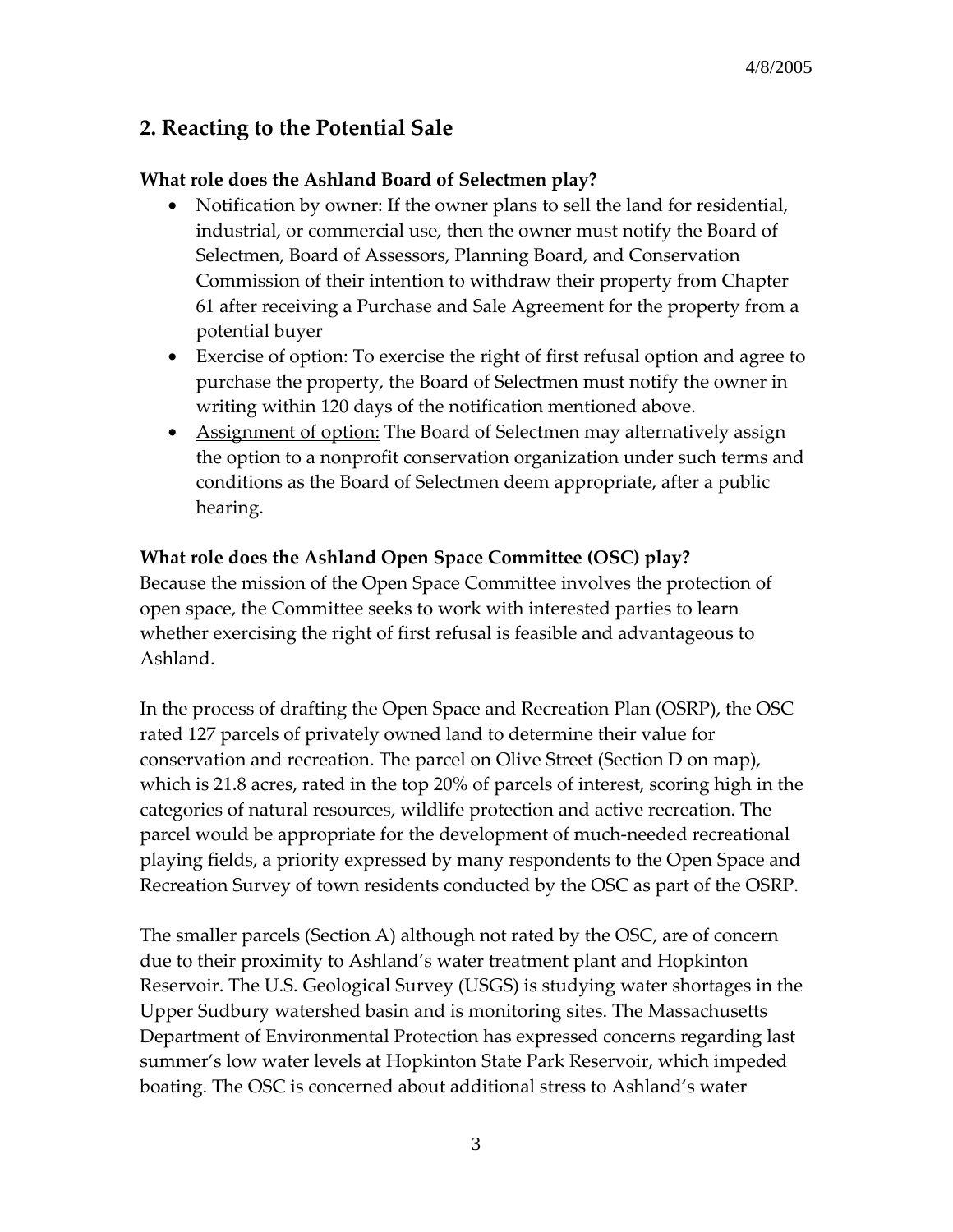## 2. Reacting to the Potential Sale

### What role does the Ashland Board of Selectmen play?

- Notification by owner: If the owner plans to sell the land for residential, industrial, or commercial use, then the owner must notify the Board of Selectmen, Board of Assessors, Planning Board, and Conservation Commission of their intention to withdraw their property from Chapter 61 after receiving a Purchase and Sale Agreement for the property from a potential buyer
- Exercise of option: To exercise the right of first refusal option and agree to purchase the property, the Board of Selectmen must notify the owner in writing within 120 days of the notification mentioned above.
- Assignment of option: The Board of Selectmen may alternatively assign the option to a nonprofit conservation organization under such terms and conditions as the Board of Selectmen deem appropriate, after a public hearing.

### What role does the Ashland Open Space Committee (OSC) play?

Because the mission of the Open Space Committee involves the protection of open space, the Committee seeks to work with interested parties to learn whether exercising the right of first refusal is feasible and advantageous to Ashland.

In the process of drafting the Open Space and Recreation Plan (OSRP), the OSC rated 127 parcels of privately owned land to determine their value for conservation and recreation. The parcel on Olive Street (Section D on map), which is 21.8 acres, rated in the top 20% of parcels of interest, scoring high in the categories of natural resources, wildlife protection and active recreation. The parcel would be appropriate for the development of much-needed recreational playing fields, a priority expressed by many respondents to the Open Space and Recreation Survey of town residents conducted by the OSC as part of the OSRP.

The smaller parcels (Section A) although not rated by the OSC, are of concern due to their proximity to Ashland's water treatment plant and Hopkinton Reservoir. The U.S. Geological Survey (USGS) is studying water shortages in the Upper Sudbury watershed basin and is monitoring sites. The Massachusetts Department of Environmental Protection has expressed concerns regarding last summer's low water levels at Hopkinton State Park Reservoir, which impeded boating. The OSC is concerned about additional stress to Ashland's water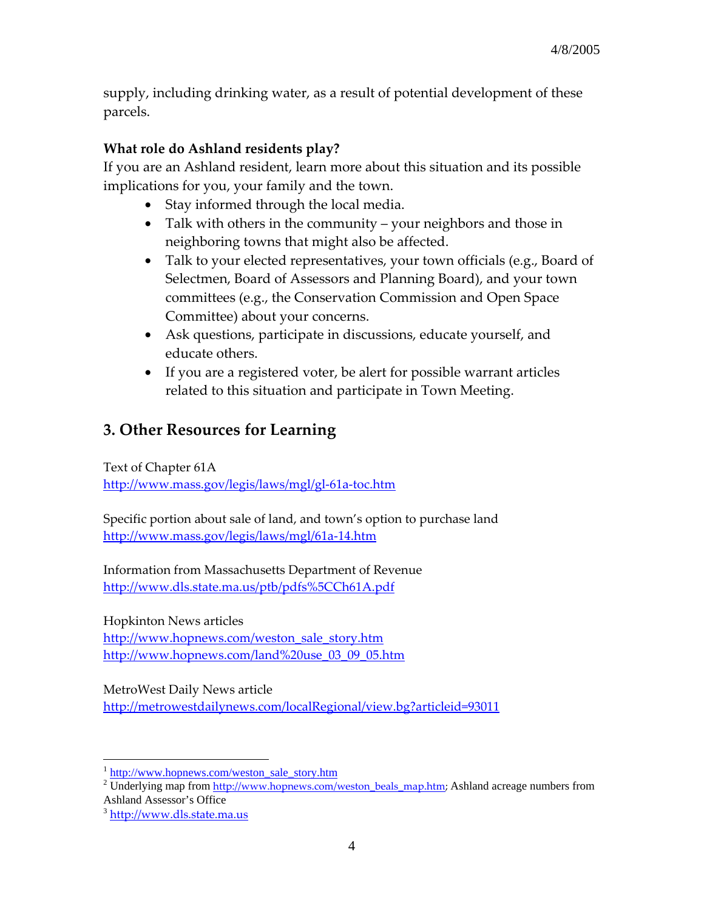supply, including drinking water, as a result of potential development of these parcels.

**What role do Ashland residents play?**

If you are an Ashland resident, learn more about this situation and its possible implications for you, your family and the town.

- Stay informed through the local media.
- Talk with others in the community – your neighbors and those in neighboring towns that might also be affected.
- Talk to your elected representatives, your town officials (e.g., Board of Selectmen, Board of Assessors and Planning Board), and your town committees (e.g., the Conservation Commission and Open Space Committee) about your concerns.
- Ask questions, participate in discussions, educate yourself, and educate others.
- If you are a registered voter, be alert for possible warrant articles related to this situation and participate in Town Meeting.

## 3. Other Resources for Learning

Text of Chapter 61A
http://www.mass.gov/legis/laws/mgl/gl-61a-toc.htm

Specific portion about sale of land, and town's option to purchase land
http://www.mass.gov/legis/laws/mgl/61a-14.htm

Information from Massachusetts Department of Revenue
http://www.dls.state.ma.us/ptb/pdfs%5CCh61A.pdf

Hopkinton News articles
http://www.hopnews.com/weston_sale_story.htm
http://www.hopnews.com/land%20use_03_09_05.htm

MetroWest Daily News article
http://metrowestdailynews.com/localRegional/view.bg?articleid=93011

---

[1] http://www.hopnews.com/weston_sale_story.htm

[2] Underlying map from http://www.hopnews.com/weston_beals_map.htm; Ashland acreage numbers from Ashland Assessor's Office

[3] http://www.dls.state.ma.us